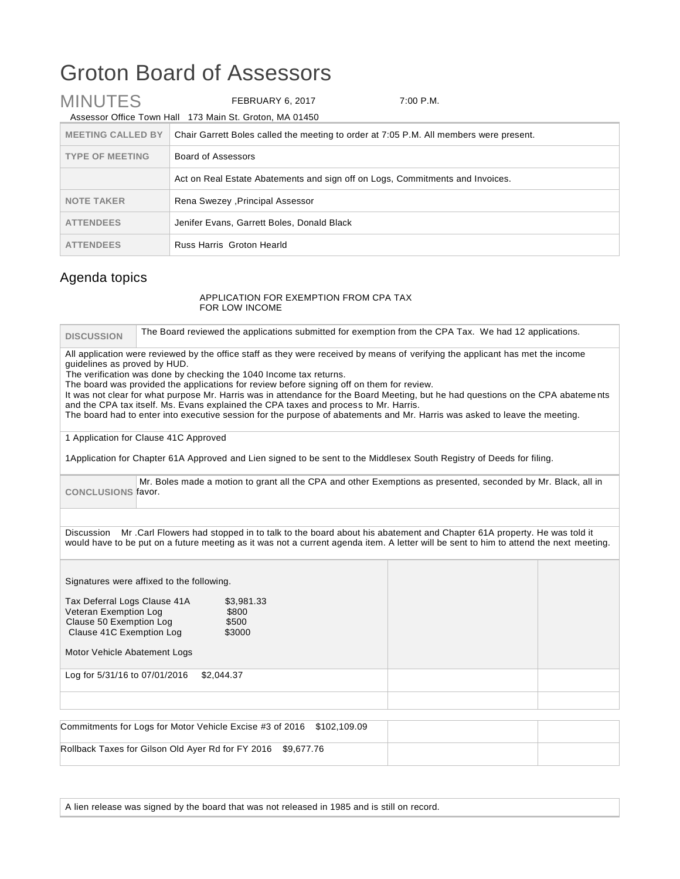# Groton Board of Assessors

## MINUTES

FEBRUARY 6, 2017 7:00 P.M.

Assessor Office Town Hall 173 Main St. Groton, MA 01450

| | |
|---|---|
| **MEETING CALLED BY** | Chair Garrett Boles called the meeting to order at 7:05 P.M. All members were present. |
| **TYPE OF MEETING** | Board of Assessors |
| | Act on Real Estate Abatements and sign off on Logs, Commitments and Invoices. |
| **NOTE TAKER** | Rena Swezey ,Principal Assessor |
| **ATTENDEES** | Jenifer Evans, Garrett Boles, Donald Black |
| **ATTENDEES** | Russ Harris Groton Hearld |

## Agenda topics

APPLICATION FOR EXEMPTION FROM CPA TAX
FOR LOW INCOME

**DISCUSSION** The Board reviewed the applications submitted for exemption from the CPA Tax. We had 12 applications.

All application were reviewed by the office staff as they were received by means of verifying the applicant has met the income guidelines as proved by HUD.
The verification was done by checking the 1040 Income tax returns.
The board was provided the applications for review before signing off on them for review.
It was not clear for what purpose Mr. Harris was in attendance for the Board Meeting, but he had questions on the CPA abatements and the CPA tax itself. Ms. Evans explained the CPA taxes and process to Mr. Harris.
The board had to enter into executive session for the purpose of abatements and Mr. Harris was asked to leave the meeting.

1 Application for Clause 41C Approved

1Application for Chapter 61A Approved and Lien signed to be sent to the Middlesex South Registry of Deeds for filing.

**CONCLUSIONS** Mr. Boles made a motion to grant all the CPA and other Exemptions as presented, seconded by Mr. Black, all in favor.

Discussion Mr .Carl Flowers had stopped in to talk to the board about his abatement and Chapter 61A property. He was told it would have to be put on a future meeting as it was not a current agenda item. A letter will be sent to him to attend the next meeting.

Signatures were affixed to the following.

| | |
|---|---|
| Tax Deferral Logs Clause 41A | $3,981.33 |
| Veteran Exemption Log | $800 |
| Clause 50 Exemption Log | $500 |
| Clause 41C Exemption Log | $3000 |

Motor Vehicle Abatement Logs

Log for 5/31/16 to 07/01/2016 $2,044.37

Commitments for Logs for Motor Vehicle Excise #3 of 2016 $102,109.09

Rollback Taxes for Gilson Old Ayer Rd for FY 2016 $9,677.76

A lien release was signed by the board that was not released in 1985 and is still on record.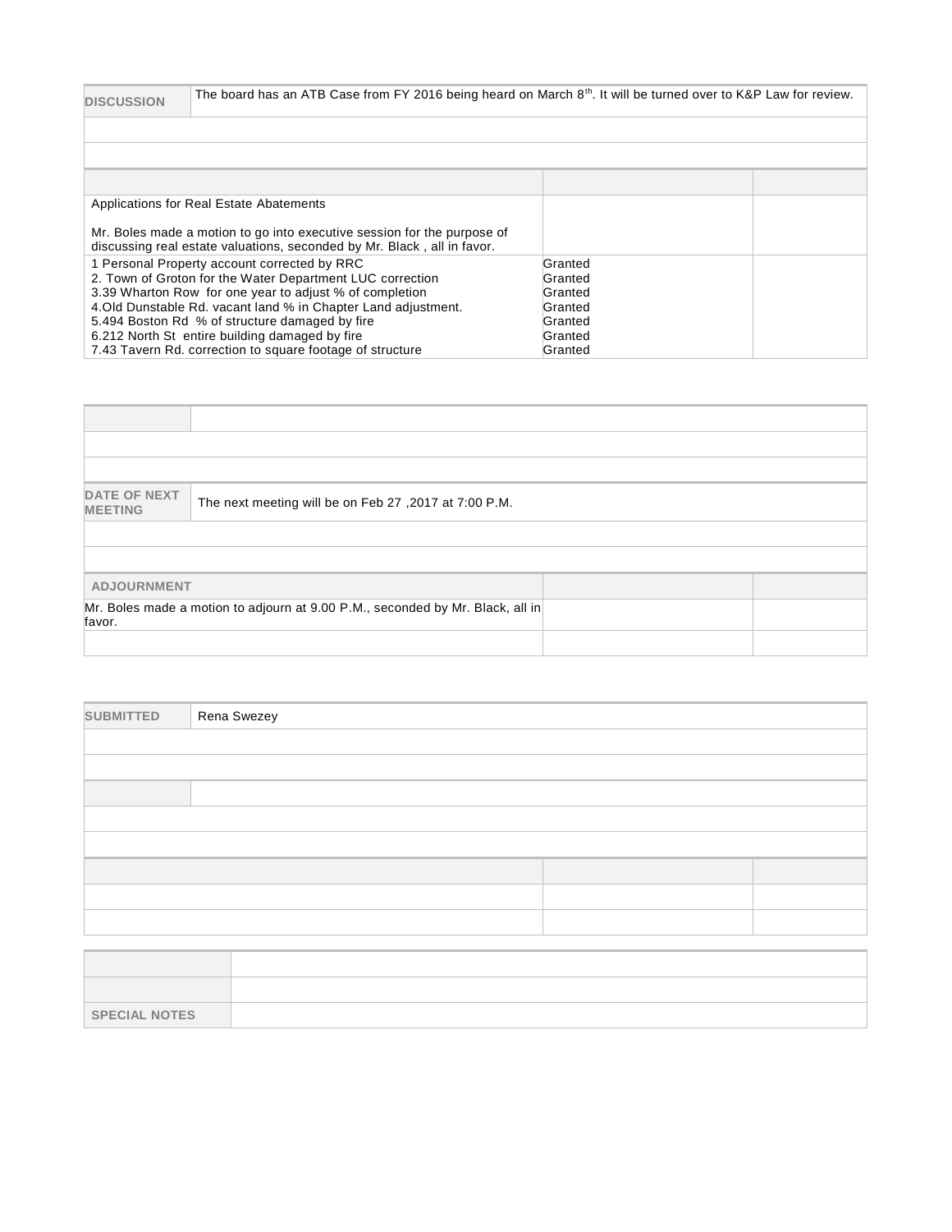| | |
|---|---|
| **DISCUSSION** | The board has an ATB Case from FY 2016 being heard on March 8th. It will be turned over to K&P Law for review. |

| | | |
|---|---|---|
| Applications for Real Estate Abatements<br><br>Mr. Boles made a motion to go into executive session for the purpose of discussing real estate valuations, seconded by Mr. Black , all in favor. | | |
| 1 Personal Property account corrected by RRC | Granted | |
| 2. Town of Groton for the Water Department LUC correction | Granted | |
| 3.39 Wharton Row for one year to adjust % of completion | Granted | |
| 4.Old Dunstable Rd. vacant land % in Chapter Land adjustment. | Granted | |
| 5.494 Boston Rd % of structure damaged by fire | Granted | |
| 6.212 North St entire building damaged by fire | Granted | |
| 7.43 Tavern Rd. correction to square footage of structure | Granted | |

| | |
|---|---|
| **DATE OF NEXT MEETING** | The next meeting will be on Feb 27 ,2017 at 7:00 P.M. |

| **ADJOURNMENT** | | |
|---|---|---|
| Mr. Boles made a motion to adjourn at 9.00 P.M., seconded by Mr. Black, all in favor. | | |

| | |
|---|---|
| **SUBMITTED** | Rena Swezey |

| | |
|---|---|
| **SPECIAL NOTES** | |